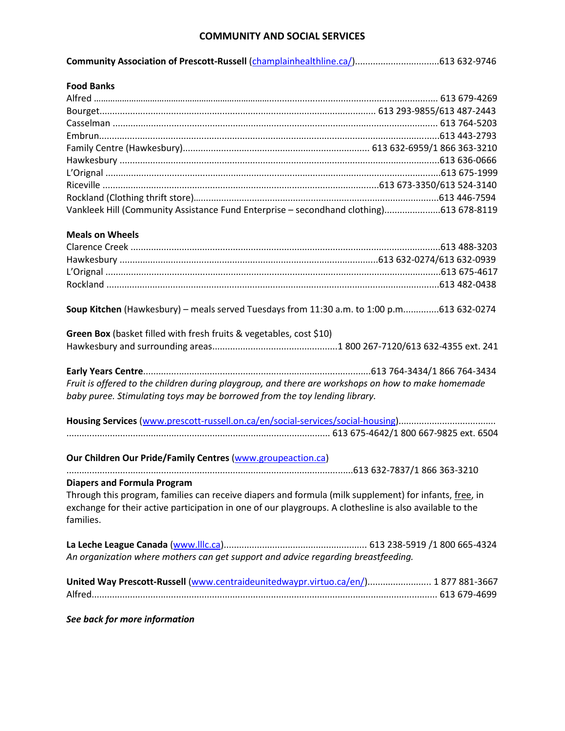# COMMUNITY AND SOCIAL SERVICES

**Community Association of Prescott-Russell** ([champlainhealthline.ca/](champlainhealthline.ca/))................................613 632-9746

**Food Banks**

Alfred ........................................................................................................................................ 613 679-4269
Bourget........................................................................................................... 613 293-9855/613 487-2443
Casselman ............................................................................................................................. 613 764-5203
Embrun...................................................................................................................................613 443-2793
Family Centre (Hawkesbury)........................................................................ 613 632-6959/1 866 363-3210
Hawkesbury ...........................................................................................................................613 636-0666
L'Orignal .................................................................................................................................613 675-1999
Riceville ..........................................................................................................613 673-3350/613 524-3140
Rockland (Clothing thrift store)..............................................................................................613 446-7594
Vankleek Hill (Community Assistance Fund Enterprise – secondhand clothing)......................613 678-8119

**Meals on Wheels**

Clarence Creek .......................................................................................................................613 488-3203
Hawkesbury ...................................................................................................613 632-0274/613 632-0939
L'Orignal .................................................................................................................................613 675-4617
Rockland .................................................................................................................................613 482-0438

**Soup Kitchen** (Hawkesbury) – meals served Tuesdays from 11:30 a.m. to 1:00 p.m.............613 632-0274

**Green Box** (basket filled with fresh fruits & vegetables, cost $10)
Hawkesbury and surrounding areas.................................................1 800 267-7120/613 632-4355 ext. 241

**Early Years Centre**.......................................................................................613 764-3434/1 866 764-3434
*Fruit is offered to the children during playgroup, and there are workshops on how to make homemade baby puree. Stimulating toys may be borrowed from the toy lending library.*

**Housing Services** ([www.prescott-russell.on.ca/en/social-services/social-housing](www.prescott-russell.on.ca/en/social-services/social-housing))......................................
...................................................................................................... 613 675-4642/1 800 667-9825 ext. 6504

**Our Children Our Pride/Family Centres** ([www.groupeaction.ca](www.groupeaction.ca))
...............................................................................................................613 632-7837/1 866 363-3210

**Diapers and Formula Program**
Through this program, families can receive diapers and formula (milk supplement) for infants, free, in exchange for their active participation in one of our playgroups. A clothesline is also available to the families.

**La Leche League Canada** ([www.lllc.ca](www.lllc.ca))........................................................ 613 238-5919 /1 800 665-4324
*An organization where mothers can get support and advice regarding breastfeeding.*

**United Way Prescott-Russell** ([www.centraideunitedwaypr.virtuo.ca/en/](www.centraideunitedwaypr.virtuo.ca/en/))......................... 1 877 881-3667
Alfred...................................................................................................................................... 613 679-4699

***See back for more information***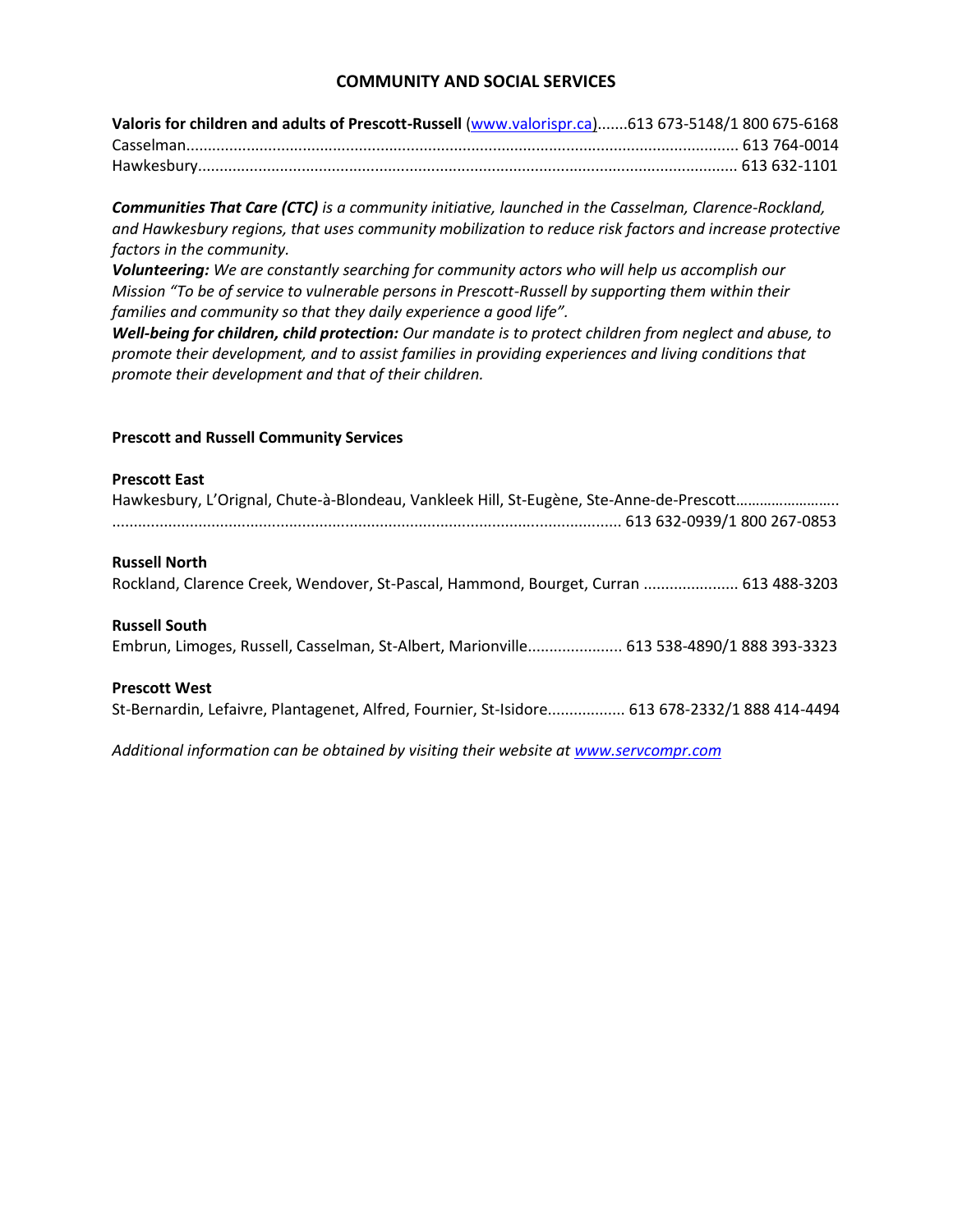## COMMUNITY AND SOCIAL SERVICES

**Valoris for children and adults of Prescott-Russell** (www.valorispr.ca).......613 673-5148/1 800 675-6168
Casselman................................................................................................................................ 613 764-0014
Hawkesbury............................................................................................................................. 613 632-1101

***Communities That Care (CTC)*** *is a community initiative, launched in the Casselman, Clarence-Rockland, and Hawkesbury regions, that uses community mobilization to reduce risk factors and increase protective factors in the community.*
***Volunteering:*** *We are constantly searching for community actors who will help us accomplish our Mission "To be of service to vulnerable persons in Prescott-Russell by supporting them within their families and community so that they daily experience a good life".*
***Well-being for children, child protection:*** *Our mandate is to protect children from neglect and abuse, to promote their development, and to assist families in providing experiences and living conditions that promote their development and that of their children.*

**Prescott and Russell Community Services**

**Prescott East**
Hawkesbury, L'Orignal, Chute-à-Blondeau, Vankleek Hill, St-Eugène, Ste-Anne-de-Prescott……………………..
..................................................................................................................... 613 632-0939/1 800 267-0853

**Russell North**
Rockland, Clarence Creek, Wendover, St-Pascal, Hammond, Bourget, Curran ...................... 613 488-3203

**Russell South**
Embrun, Limoges, Russell, Casselman, St-Albert, Marionville...................... 613 538-4890/1 888 393-3323

**Prescott West**
St-Bernardin, Lefaivre, Plantagenet, Alfred, Fournier, St-Isidore.................. 613 678-2332/1 888 414-4494

*Additional information can be obtained by visiting their website at www.servcompr.com*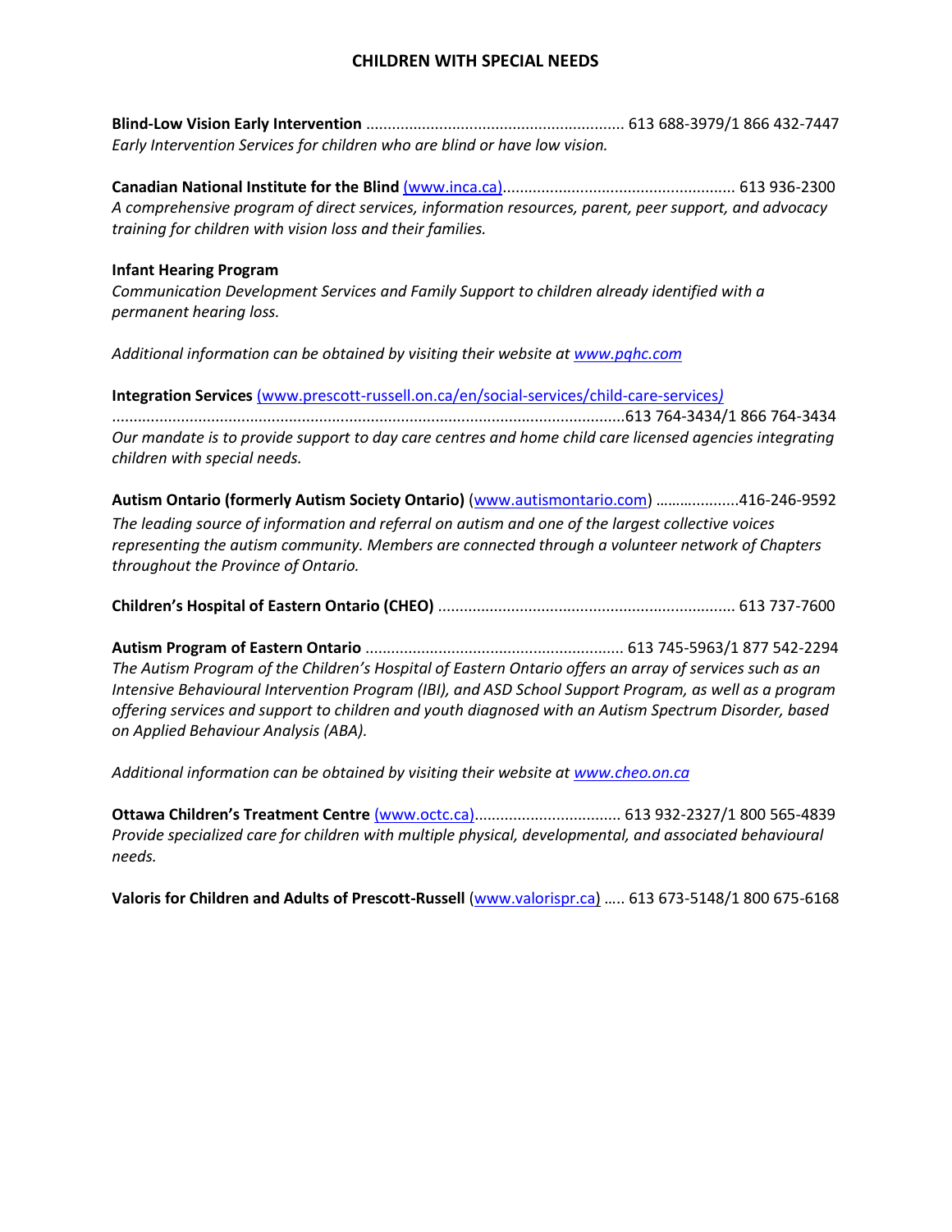## CHILDREN WITH SPECIAL NEEDS

**Blind-Low Vision Early Intervention** ........................................................... 613 688-3979/1 866 432-7447
*Early Intervention Services for children who are blind or have low vision.*

**Canadian National Institute for the Blind** (www.inca.ca)..................................................... 613 936-2300
*A comprehensive program of direct services, information resources, parent, peer support, and advocacy training for children with vision loss and their families.*

**Infant Hearing Program**
*Communication Development Services and Family Support to children already identified with a permanent hearing loss.*

*Additional information can be obtained by visiting their website at www.pqhc.com*

**Integration Services** (www.prescott-russell.on.ca/en/social-services/child-care-services)
......................................................................................................................613 764-3434/1 866 764-3434
*Our mandate is to provide support to day care centres and home child care licensed agencies integrating children with special needs.*

**Autism Ontario (formerly Autism Society Ontario)** (www.autismontario.com) ………..........416-246-9592
*The leading source of information and referral on autism and one of the largest collective voices representing the autism community. Members are connected through a volunteer network of Chapters throughout the Province of Ontario.*

**Children's Hospital of Eastern Ontario (CHEO)** .................................................................... 613 737-7600

**Autism Program of Eastern Ontario** ........................................................... 613 745-5963/1 877 542-2294
*The Autism Program of the Children's Hospital of Eastern Ontario offers an array of services such as an Intensive Behavioural Intervention Program (IBI), and ASD School Support Program, as well as a program offering services and support to children and youth diagnosed with an Autism Spectrum Disorder, based on Applied Behaviour Analysis (ABA).*

*Additional information can be obtained by visiting their website at www.cheo.on.ca*

**Ottawa Children's Treatment Centre** (www.octc.ca)................................. 613 932-2327/1 800 565-4839
*Provide specialized care for children with multiple physical, developmental, and associated behavioural needs.*

**Valoris for Children and Adults of Prescott-Russell** (www.valorispr.ca) ….. 613 673-5148/1 800 675-6168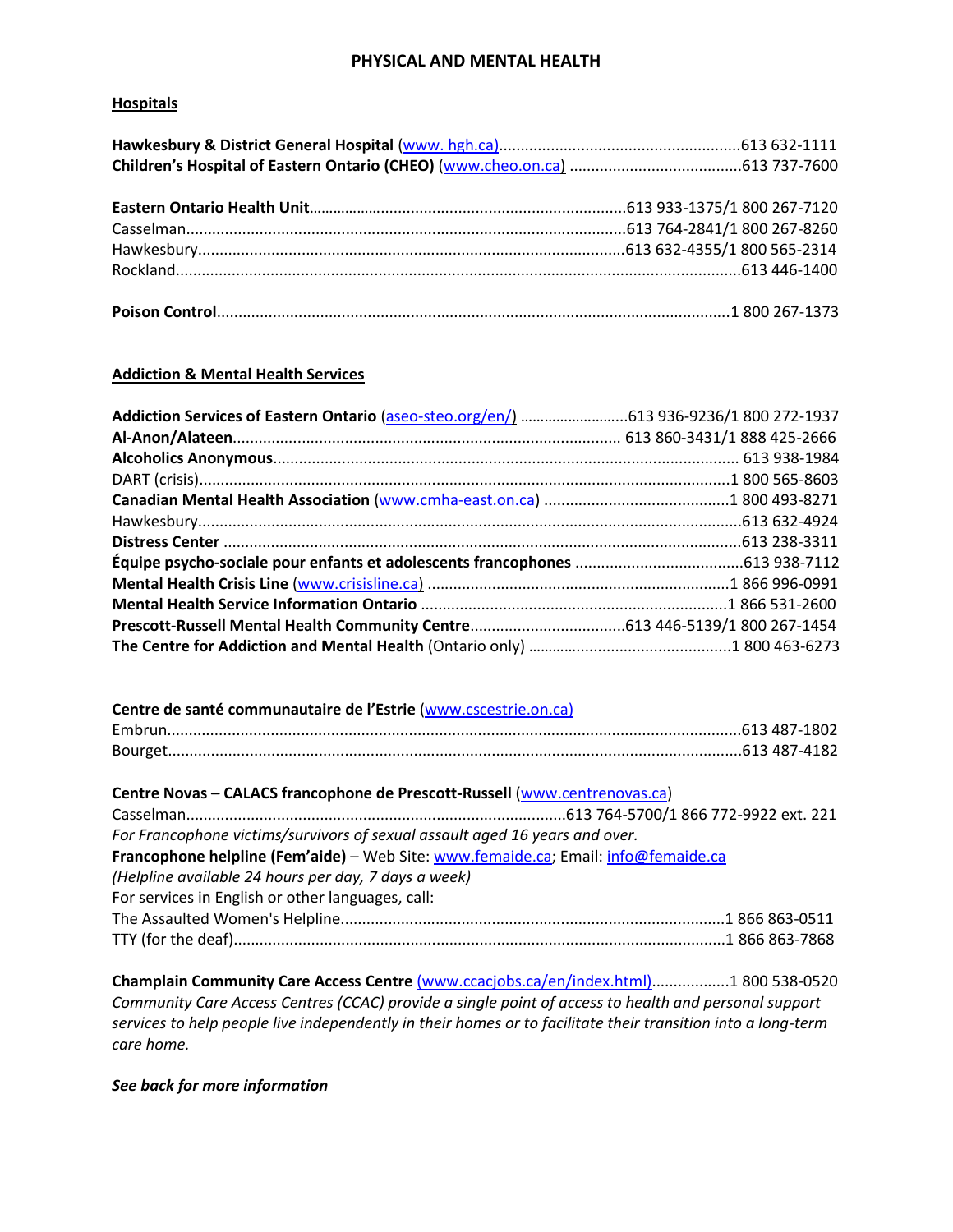# PHYSICAL AND MENTAL HEALTH

**Hospitals**

**Hawkesbury & District General Hospital** (www. hgh.ca)........................................................613 632-1111
**Children's Hospital of Eastern Ontario (CHEO)** (www.cheo.on.ca) ........................................613 737-7600

**Eastern Ontario Health Unit**..........................................................................613 933-1375/1 800 267-7120
Casselman.........................................................................................................613 764-2841/1 800 267-8260
Hawkesbury.......................................................................................................613 632-4355/1 800 565-2314
Rockland...........................................................................................................................613 446-1400

**Poison Control**.............................................................................................................1 800 267-1373

**Addiction & Mental Health Services**

**Addiction Services of Eastern Ontario** (aseo-steo.org/en/) ..........................613 936-9236/1 800 272-1937
**Al-Anon/Alateen**.............................................................................................. 613 860-3431/1 888 425-2666
**Alcoholics Anonymous**............................................................................................................ 613 938-1984
DART (crisis)...............................................................................................................................1 800 565-8603
**Canadian Mental Health Association** (www.cmha-east.on.ca) ...........................................1 800 493-8271
Hawkesbury.................................................................................................................................613 632-4924
**Distress Center** ........................................................................................................................613 238-3311
**Équipe psycho-sociale pour enfants et adolescents francophones** .......................................613 938-7112
**Mental Health Crisis Line** (www.crisisline.ca) .....................................................................1 866 996-0991
**Mental Health Service Information Ontario** .......................................................................1 866 531-2600
**Prescott-Russell Mental Health Community Centre**....................................613 446-5139/1 800 267-1454
**The Centre for Addiction and Mental Health** (Ontario only) ................................................1 800 463-6273

**Centre de santé communautaire de l'Estrie** (www.cscestrie.on.ca)
Embrun.........................................................................................................................................613 487-1802
Bourget.........................................................................................................................................613 487-4182

**Centre Novas – CALACS francophone de Prescott-Russell** (www.centrenovas.ca)
Casselman........................................................................................613 764-5700/1 866 772-9922 ext. 221
*For Francophone victims/survivors of sexual assault aged 16 years and over.*
**Francophone helpline (Fem'aide)** – Web Site: www.femaide.ca; Email: info@femaide.ca
*(Helpline available 24 hours per day, 7 days a week)*
For services in English or other languages, call:
The Assaulted Women's Helpline.........................................................................................1 866 863-0511
TTY (for the deaf)..................................................................................................................1 866 863-7868

**Champlain Community Care Access Centre** (www.ccacjobs.ca/en/index.html)..................1 800 538-0520
*Community Care Access Centres (CCAC) provide a single point of access to health and personal support services to help people live independently in their homes or to facilitate their transition into a long-term care home.*

***See back for more information***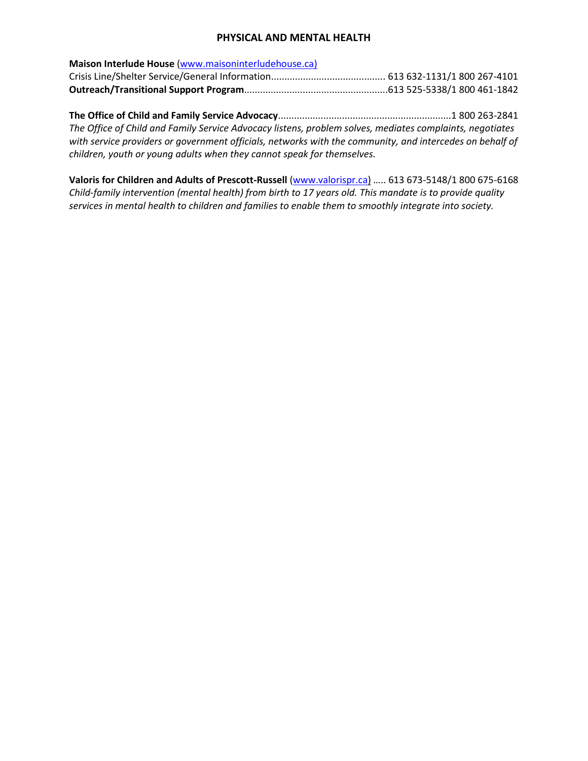## PHYSICAL AND MENTAL HEALTH

**Maison Interlude House** ([www.maisoninterludehouse.ca](http://www.maisoninterludehouse.ca))
Crisis Line/Shelter Service/General Information........................................... 613 632-1131/1 800 267-4101
**Outreach/Transitional Support Program**......................................................613 525-5338/1 800 461-1842

**The Office of Child and Family Service Advocacy**..................................................................1 800 263-2841
*The Office of Child and Family Service Advocacy listens, problem solves, mediates complaints, negotiates with service providers or government officials, networks with the community, and intercedes on behalf of children, youth or young adults when they cannot speak for themselves.*

**Valoris for Children and Adults of Prescott-Russell** ([www.valorispr.ca](http://www.valorispr.ca)) ….. 613 673-5148/1 800 675-6168
*Child-family intervention (mental health) from birth to 17 years old. This mandate is to provide quality services in mental health to children and families to enable them to smoothly integrate into society.*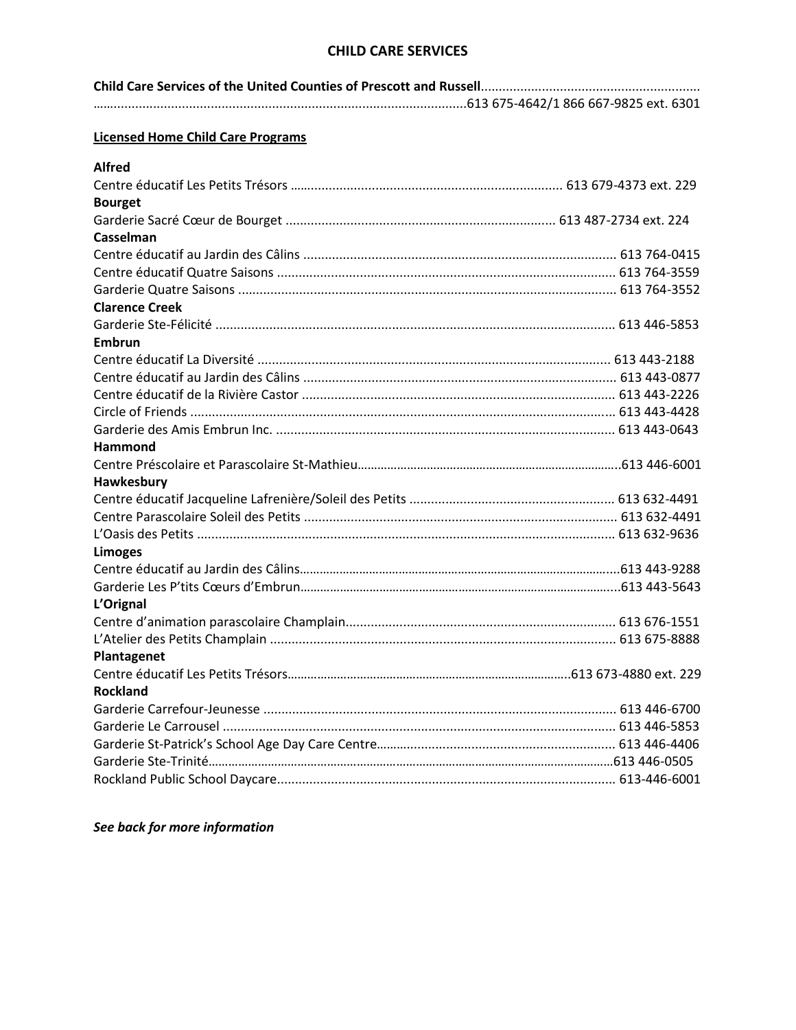# CHILD CARE SERVICES

**Child Care Services of the United Counties of Prescott and Russell**........................................................................................................................................................613 675-4642/1 866 667-9825 ext. 6301

**Licensed Home Child Care Programs**

**Alfred**

Centre éducatif Les Petits Trésors ........................................................................... 613 679-4373 ext. 229

**Bourget**

Garderie Sacré Cœur de Bourget .......................................................................... 613 487-2734 ext. 224

**Casselman**

Centre éducatif au Jardin des Câlins ...................................................................................... 613 764-0415

Centre éducatif Quatre Saisons ............................................................................................. 613 764-3559

Garderie Quatre Saisons ........................................................................................................ 613 764-3552

**Clarence Creek**

Garderie Ste-Félicité .............................................................................................................. 613 446-5853

**Embrun**

Centre éducatif La Diversité .................................................................................................. 613 443-2188

Centre éducatif au Jardin des Câlins ...................................................................................... 613 443-0877

Centre éducatif de la Rivière Castor ...................................................................................... 613 443-2226

Circle of Friends ..................................................................................................................... 613 443-4428

Garderie des Amis Embrun Inc. ............................................................................................. 613 443-0643

**Hammond**

Centre Préscolaire et Parascolaire St-Mathieu..............................................................................613 446-6001

**Hawkesbury**

Centre éducatif Jacqueline Lafrenière/Soleil des Petits ......................................................... 613 632-4491

Centre Parascolaire Soleil des Petits ...................................................................................... 613 632-4491

L'Oasis des Petits ................................................................................................................... 613 632-9636

**Limoges**

Centre éducatif au Jardin des Câlins...............................................................................................613 443-9288

Garderie Les P'tits Cœurs d'Embrun..............................................................................................613 443-5643

**L'Orignal**

Centre d'animation parascolaire Champlain........................................................................... 613 676-1551

L'Atelier des Petits Champlain ................................................................................................ 613 675-8888

**Plantagenet**

Centre éducatif Les Petits Trésors.....................................................................................613 673-4880 ext. 229

**Rockland**

Garderie Carrefour-Jeunesse .................................................................................................. 613 446-6700

Garderie Le Carrousel ............................................................................................................. 613 446-5853

Garderie St-Patrick's School Age Day Care Centre.................................................................. 613 446-4406

Garderie Ste-Trinité..........................................................................................................................613 446-0505

Rockland Public School Daycare.............................................................................................. 613-446-6001

***See back for more information***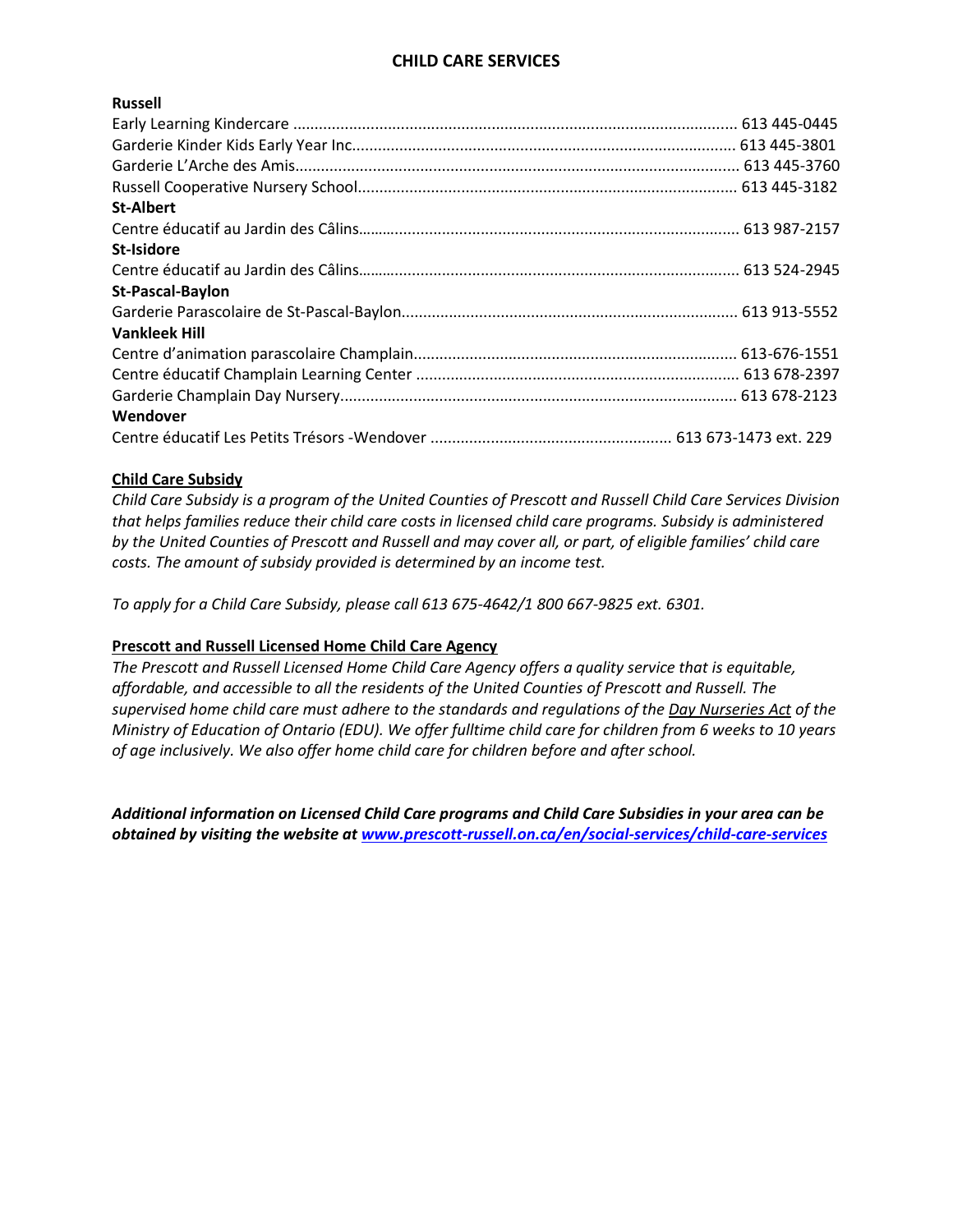## CHILD CARE SERVICES

**Russell**

Early Learning Kindercare ...................................................................................................... 613 445-0445
Garderie Kinder Kids Early Year Inc........................................................................................ 613 445-3801
Garderie L'Arche des Amis...................................................................................................... 613 445-3760
Russell Cooperative Nursery School....................................................................................... 613 445-3182

**St-Albert**

Centre éducatif au Jardin des Câlins........................................................................................ 613 987-2157

**St-Isidore**

Centre éducatif au Jardin des Câlins........................................................................................ 613 524-2945

**St-Pascal-Baylon**

Garderie Parascolaire de St-Pascal-Baylon............................................................................. 613 913-5552

**Vankleek Hill**

Centre d'animation parascolaire Champlain.......................................................................... 613-676-1551
Centre éducatif Champlain Learning Center .......................................................................... 613 678-2397
Garderie Champlain Day Nursery........................................................................................... 613 678-2123

**Wendover**

Centre éducatif Les Petits Trésors -Wendover ....................................................... 613 673-1473 ext. 229

**Child Care Subsidy**

*Child Care Subsidy is a program of the United Counties of Prescott and Russell Child Care Services Division that helps families reduce their child care costs in licensed child care programs. Subsidy is administered by the United Counties of Prescott and Russell and may cover all, or part, of eligible families' child care costs. The amount of subsidy provided is determined by an income test.*

*To apply for a Child Care Subsidy, please call 613 675-4642/1 800 667-9825 ext. 6301.*

**Prescott and Russell Licensed Home Child Care Agency**

*The Prescott and Russell Licensed Home Child Care Agency offers a quality service that is equitable, affordable, and accessible to all the residents of the United Counties of Prescott and Russell. The supervised home child care must adhere to the standards and regulations of the Day Nurseries Act of the Ministry of Education of Ontario (EDU). We offer fulltime child care for children from 6 weeks to 10 years of age inclusively. We also offer home child care for children before and after school.*

***Additional information on Licensed Child Care programs and Child Care Subsidies in your area can be obtained by visiting the website at www.prescott-russell.on.ca/en/social-services/child-care-services***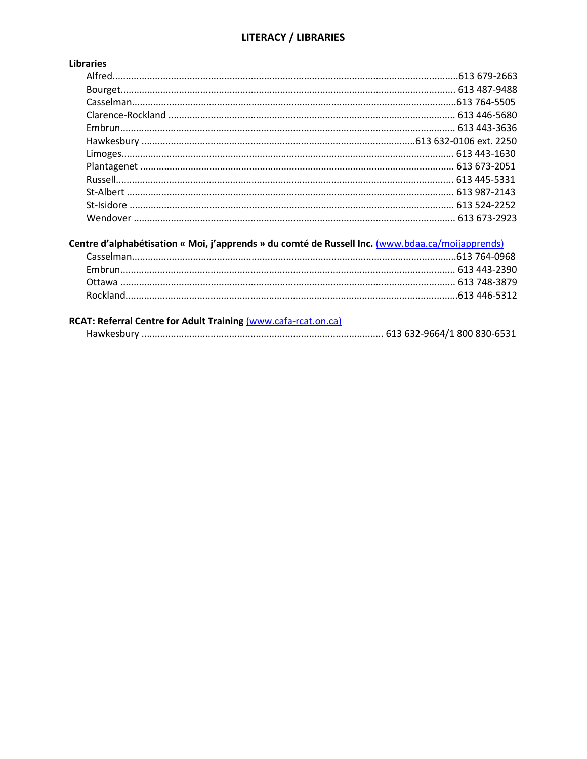# LITERACY / LIBRARIES

**Libraries**

- Alfred....................613 679-2663
- Bourget.................... 613 487-9488
- Casselman....................613 764-5505
- Clarence-Rockland .................... 613 446-5680
- Embrun.................... 613 443-3636
- Hawkesbury ....................613 632-0106 ext. 2250
- Limoges.................... 613 443-1630
- Plantagenet .................... 613 673-2051
- Russell.................... 613 445-5331
- St-Albert .................... 613 987-2143
- St-Isidore .................... 613 524-2252
- Wendover .................... 613 673-2923

**Centre d'alphabétisation « Moi, j'apprends » du comté de Russell Inc.** (www.bdaa.ca/moijapprends)

- Casselman....................613 764-0968
- Embrun.................... 613 443-2390
- Ottawa .................... 613 748-3879
- Rockland....................613 446-5312

**RCAT: Referral Centre for Adult Training** (www.cafa-rcat.on.ca)

- Hawkesbury .................... 613 632-9664/1 800 830-6531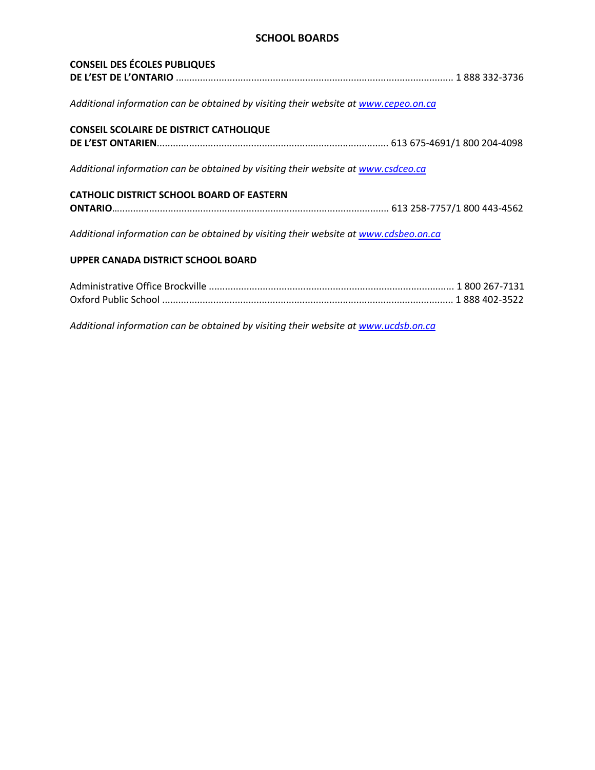# SCHOOL BOARDS

**CONSEIL DES ÉCOLES PUBLIQUES DE L'EST DE L'ONTARIO** ........................................................................................ 1 888 332-3736

*Additional information can be obtained by visiting their website at [www.cepeo.on.ca](http://www.cepeo.on.ca)*

**CONSEIL SCOLAIRE DE DISTRICT CATHOLIQUE DE L'EST ONTARIEN**.................................................................................... 613 675-4691/1 800 204-4098

*Additional information can be obtained by visiting their website at [www.csdceo.ca](http://www.csdceo.ca)*

**CATHOLIC DISTRICT SCHOOL BOARD OF EASTERN ONTARIO**...................................................................................................... 613 258-7757/1 800 443-4562

*Additional information can be obtained by visiting their website at [www.cdsbeo.on.ca](http://www.cdsbeo.on.ca)*

**UPPER CANADA DISTRICT SCHOOL BOARD**

Administrative Office Brockville .......................................................................................... 1 800 267-7131
Oxford Public School ........................................................................................................... 1 888 402-3522

*Additional information can be obtained by visiting their website at [www.ucdsb.on.ca](http://www.ucdsb.on.ca)*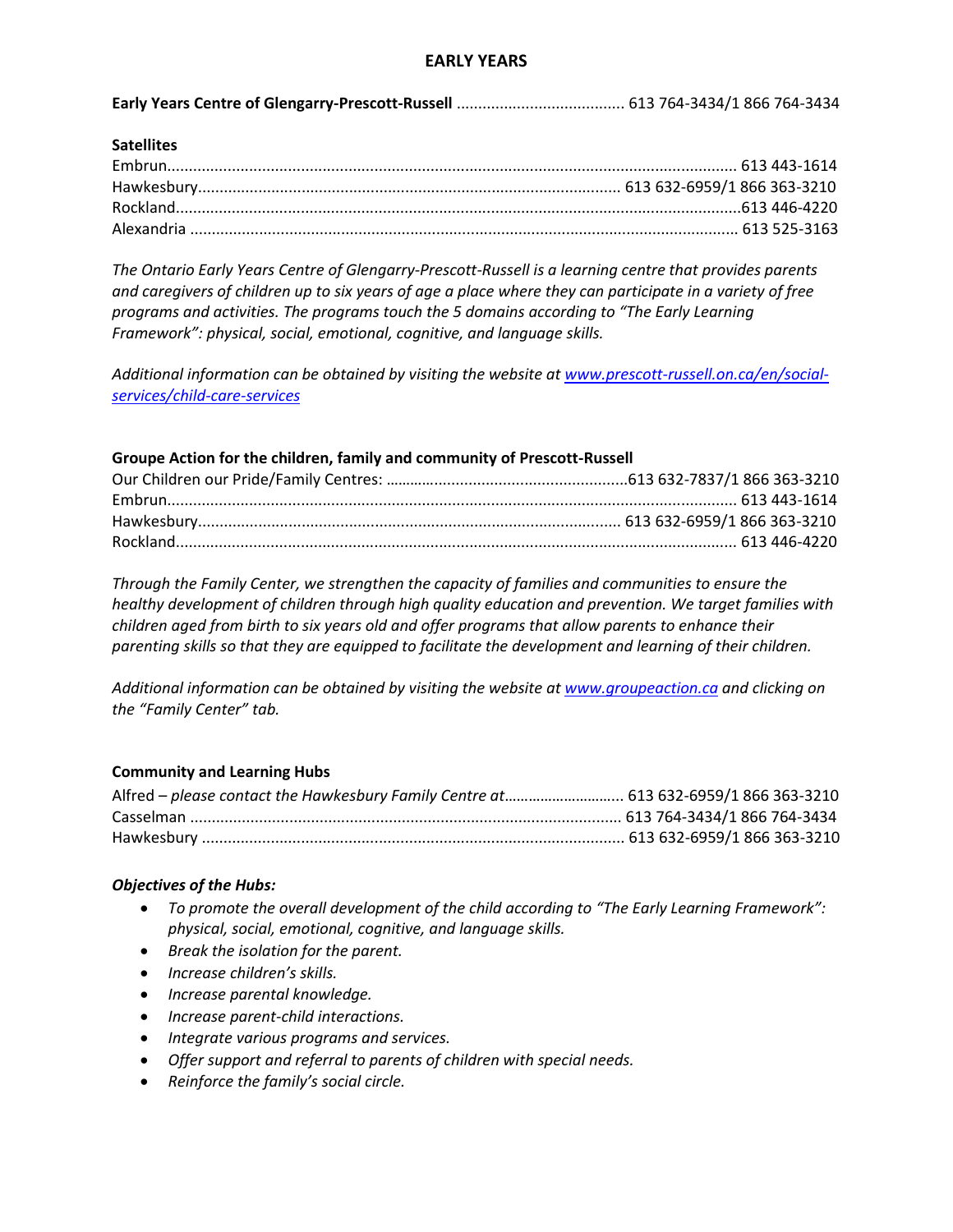# EARLY YEARS

**Early Years Centre of Glengarry-Prescott-Russell** ....................................... 613 764-3434/1 866 764-3434

**Satellites**

Embrun................................................................................................................................ 613 443-1614
Hawkesbury.................................................................................................. 613 632-6959/1 866 363-3210
Rockland..............................................................................................................................613 446-4220
Alexandria ............................................................................................................................ 613 525-3163

*The Ontario Early Years Centre of Glengarry-Prescott-Russell is a learning centre that provides parents and caregivers of children up to six years of age a place where they can participate in a variety of free programs and activities. The programs touch the 5 domains according to "The Early Learning Framework": physical, social, emotional, cognitive, and language skills.*

*Additional information can be obtained by visiting the website at [www.prescott-russell.on.ca/en/social-services/child-care-services](www.prescott-russell.on.ca/en/social-services/child-care-services)*

**Groupe Action for the children, family and community of Prescott-Russell**

Our Children our Pride/Family Centres: ..........................................................613 632-7837/1 866 363-3210
Embrun................................................................................................................................ 613 443-1614
Hawkesbury.................................................................................................. 613 632-6959/1 866 363-3210
Rockland.............................................................................................................................. 613 446-4220

*Through the Family Center, we strengthen the capacity of families and communities to ensure the healthy development of children through high quality education and prevention. We target families with children aged from birth to six years old and offer programs that allow parents to enhance their parenting skills so that they are equipped to facilitate the development and learning of their children.*

*Additional information can be obtained by visiting the website at [www.groupeaction.ca](www.groupeaction.ca) and clicking on the "Family Center" tab.*

**Community and Learning Hubs**

Alfred – *please contact the Hawkesbury Family Centre at*............................. 613 632-6959/1 866 363-3210
Casselman ................................................................................................... 613 764-3434/1 866 764-3434
Hawkesbury ................................................................................................. 613 632-6959/1 866 363-3210

***Objectives of the Hubs:***

- *To promote the overall development of the child according to "The Early Learning Framework": physical, social, emotional, cognitive, and language skills.*
- *Break the isolation for the parent.*
- *Increase children's skills.*
- *Increase parental knowledge.*
- *Increase parent-child interactions.*
- *Integrate various programs and services.*
- *Offer support and referral to parents of children with special needs.*
- *Reinforce the family's social circle.*